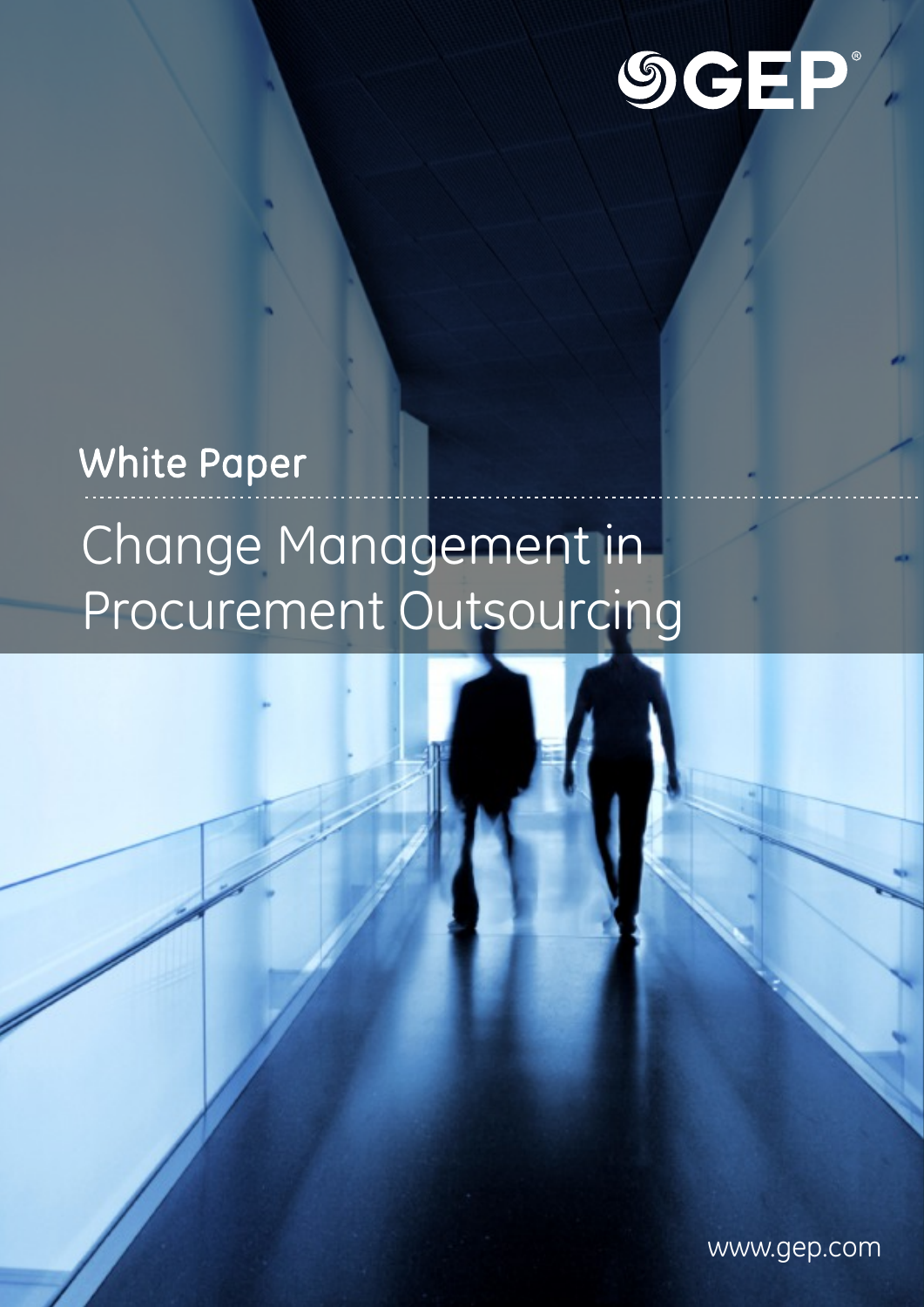GEP

White Paper

# Change Management in Procurement Outsourcing

www.gep.com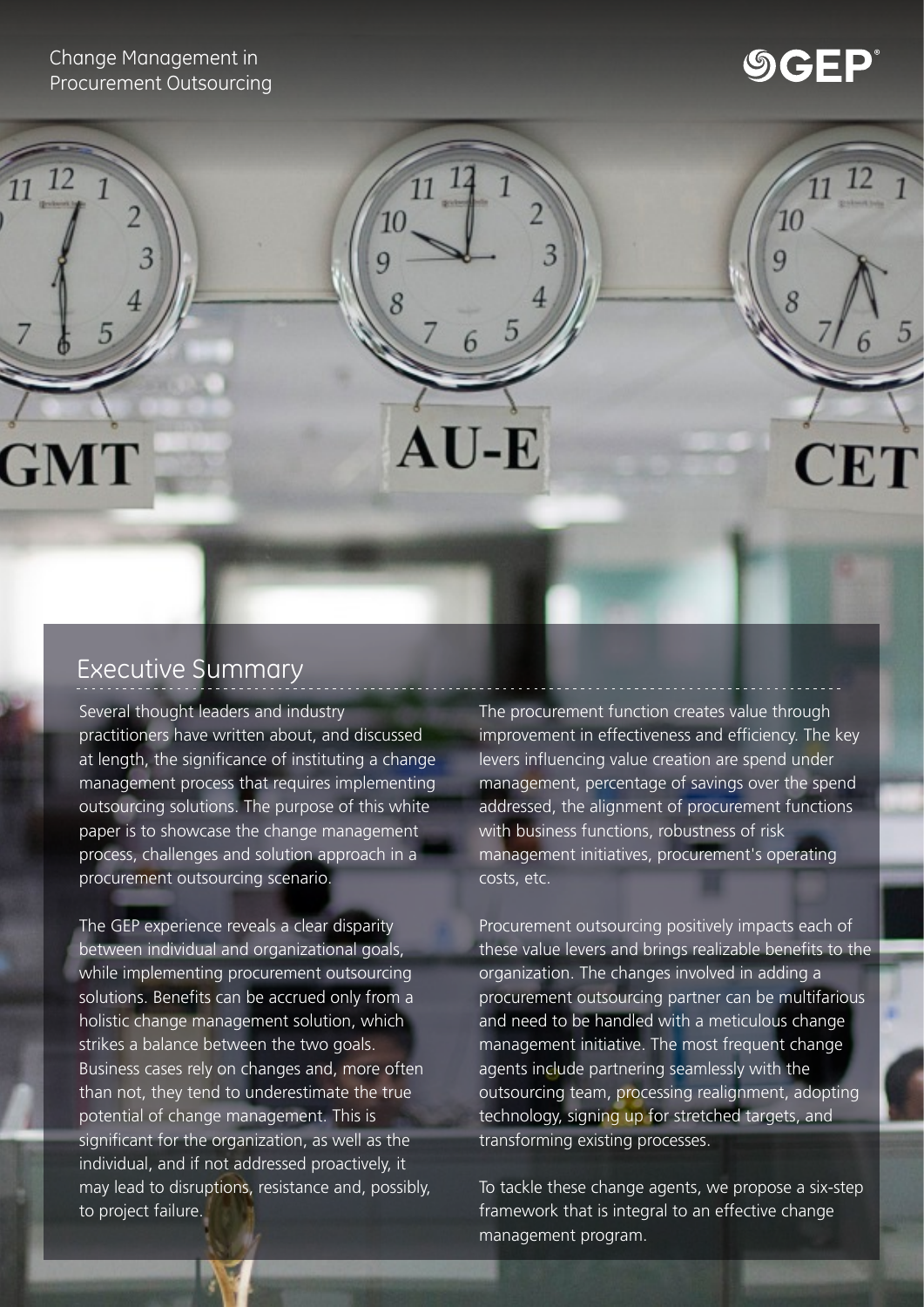## Executive Summary

Several thought leaders and industry practitioners have written about, and discussed at length, the significance of instituting a change management process that requires implementing outsourcing solutions. The purpose of this white paper is to showcase the change management process, challenges and solution approach in a procurement outsourcing scenario.

The GEP experience reveals a clear disparity between individual and organizational goals, while implementing procurement outsourcing solutions. Benefits can be accrued only from a holistic change management solution, which strikes a balance between the two goals. Business cases rely on changes and, more often than not, they tend to underestimate the true potential of change management. This is significant for the organization, as well as the individual, and if not addressed proactively, it may lead to disruptions, resistance and, possibly, to project failure.

The procurement function creates value through improvement in effectiveness and efficiency. The key levers influencing value creation are spend under management, percentage of savings over the spend addressed, the alignment of procurement functions with business functions, robustness of risk management initiatives, procurement's operating costs, etc.

Procurement outsourcing positively impacts each of these value levers and brings realizable benefits to the organization. The changes involved in adding a procurement outsourcing partner can be multifarious and need to be handled with a meticulous change management initiative. The most frequent change agents include partnering seamlessly with the outsourcing team, processing realignment, adopting technology, signing up for stretched targets, and transforming existing processes.

To tackle these change agents, we propose a six-step framework that is integral to an effective change management program.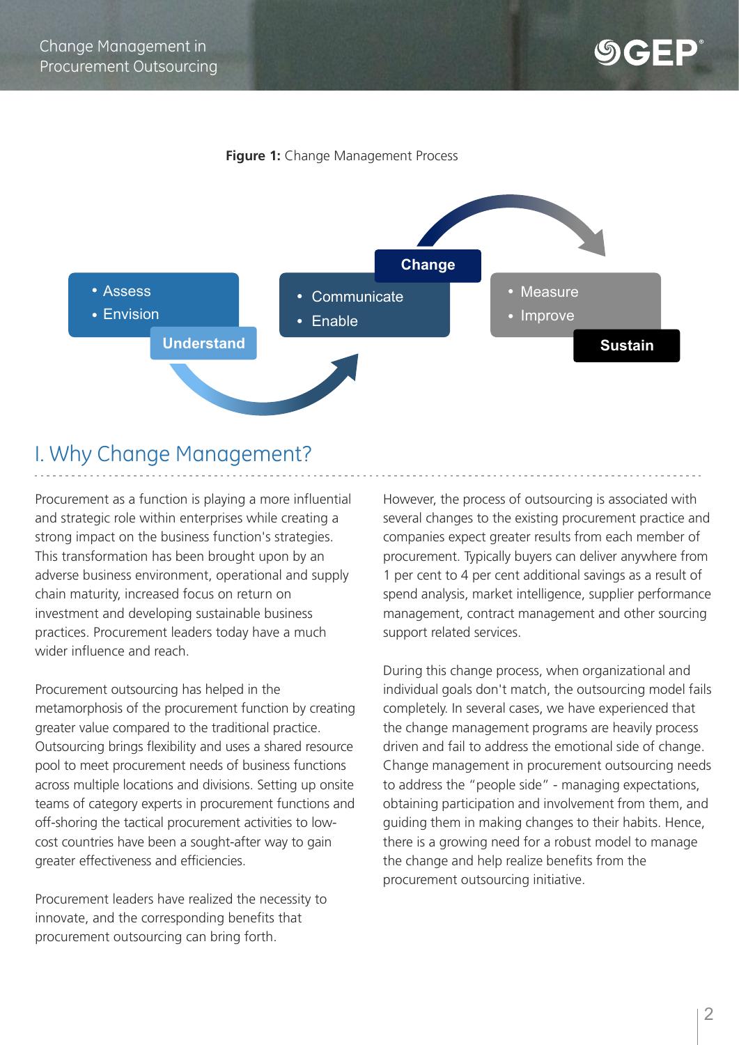**Figure 1:** Change Management Process

- **Understand**
  - Assess
  - Envision
- **Change**
  - Communicate
  - Enable
- **Sustain**
  - Measure
  - Improve

## I. Why Change Management?

Procurement as a function is playing a more influential and strategic role within enterprises while creating a strong impact on the business function's strategies. This transformation has been brought upon by an adverse business environment, operational and supply chain maturity, increased focus on return on investment and developing sustainable business practices. Procurement leaders today have a much wider influence and reach.

Procurement outsourcing has helped in the metamorphosis of the procurement function by creating greater value compared to the traditional practice. Outsourcing brings flexibility and uses a shared resource pool to meet procurement needs of business functions across multiple locations and divisions. Setting up onsite teams of category experts in procurement functions and off-shoring the tactical procurement activities to low-cost countries have been a sought-after way to gain greater effectiveness and efficiencies.

Procurement leaders have realized the necessity to innovate, and the corresponding benefits that procurement outsourcing can bring forth.

However, the process of outsourcing is associated with several changes to the existing procurement practice and companies expect greater results from each member of procurement. Typically buyers can deliver anywhere from 1 per cent to 4 per cent additional savings as a result of spend analysis, market intelligence, supplier performance management, contract management and other sourcing support related services.

During this change process, when organizational and individual goals don't match, the outsourcing model fails completely. In several cases, we have experienced that the change management programs are heavily process driven and fail to address the emotional side of change. Change management in procurement outsourcing needs to address the "people side" - managing expectations, obtaining participation and involvement from them, and guiding them in making changes to their habits. Hence, there is a growing need for a robust model to manage the change and help realize benefits from the procurement outsourcing initiative.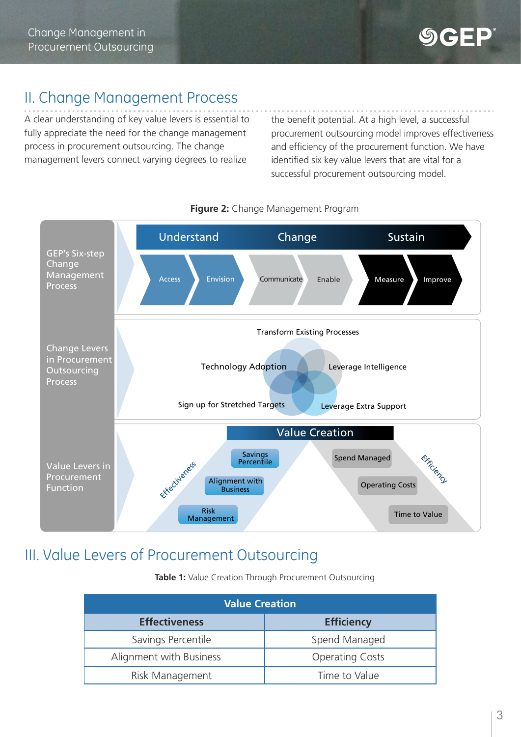## II. Change Management Process

A clear understanding of key value levers is essential to fully appreciate the need for the change management process in procurement outsourcing. The change management levers connect varying degrees to realize the benefit potential. At a high level, a successful procurement outsourcing model improves effectiveness and efficiency of the procurement function. We have identified six key value levers that are vital for a successful procurement outsourcing model.

**Figure 2:** Change Management Program

**GEP's Six-step Change Management Process**

- Understand: Access, Envision
- Change: Communicate, Enable
- Sustain: Measure, Improve

**Change Levers in Procurement Outsourcing Process**

- Transform Existing Processes
- Technology Adoption
- Leverage Intelligence
- Sign up for Stretched Targets
- Leverage Extra Support

**Value Levers in Procurement Function**

Value Creation

- Effectiveness: Savings Percentile, Alignment with Business, Risk Management
- Efficiency: Spend Managed, Operating Costs, Time to Value

## III. Value Levers of Procurement Outsourcing

**Table 1:** Value Creation Through Procurement Outsourcing

| Value Creation | |
|---|---|
| **Effectiveness** | **Efficiency** |
| Savings Percentile | Spend Managed |
| Alignment with Business | Operating Costs |
| Risk Management | Time to Value |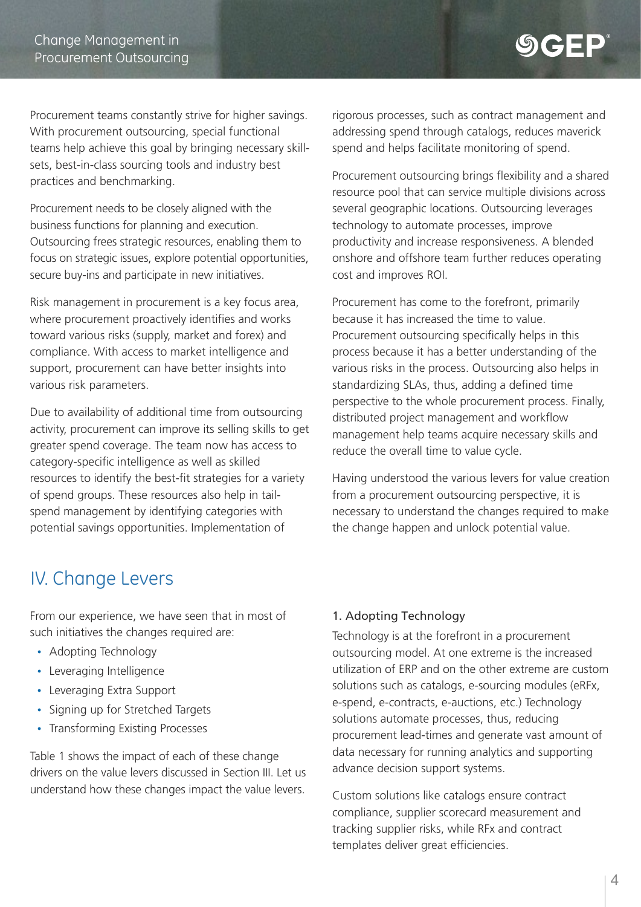Procurement teams constantly strive for higher savings. With procurement outsourcing, special functional teams help achieve this goal by bringing necessary skill-sets, best-in-class sourcing tools and industry best practices and benchmarking.

Procurement needs to be closely aligned with the business functions for planning and execution. Outsourcing frees strategic resources, enabling them to focus on strategic issues, explore potential opportunities, secure buy-ins and participate in new initiatives.

Risk management in procurement is a key focus area, where procurement proactively identifies and works toward various risks (supply, market and forex) and compliance. With access to market intelligence and support, procurement can have better insights into various risk parameters.

Due to availability of additional time from outsourcing activity, procurement can improve its selling skills to get greater spend coverage. The team now has access to category-specific intelligence as well as skilled resources to identify the best-fit strategies for a variety of spend groups. These resources also help in tail-spend management by identifying categories with potential savings opportunities. Implementation of rigorous processes, such as contract management and addressing spend through catalogs, reduces maverick spend and helps facilitate monitoring of spend.

Procurement outsourcing brings flexibility and a shared resource pool that can service multiple divisions across several geographic locations. Outsourcing leverages technology to automate processes, improve productivity and increase responsiveness. A blended onshore and offshore team further reduces operating cost and improves ROI.

Procurement has come to the forefront, primarily because it has increased the time to value. Procurement outsourcing specifically helps in this process because it has a better understanding of the various risks in the process. Outsourcing also helps in standardizing SLAs, thus, adding a defined time perspective to the whole procurement process. Finally, distributed project management and workflow management help teams acquire necessary skills and reduce the overall time to value cycle.

Having understood the various levers for value creation from a procurement outsourcing perspective, it is necessary to understand the changes required to make the change happen and unlock potential value.

## IV. Change Levers

From our experience, we have seen that in most of such initiatives the changes required are:

- Adopting Technology
- Leveraging Intelligence
- Leveraging Extra Support
- Signing up for Stretched Targets
- Transforming Existing Processes

Table 1 shows the impact of each of these change drivers on the value levers discussed in Section III. Let us understand how these changes impact the value levers.

### 1. Adopting Technology

Technology is at the forefront in a procurement outsourcing model. At one extreme is the increased utilization of ERP and on the other extreme are custom solutions such as catalogs, e-sourcing modules (eRFx, e-spend, e-contracts, e-auctions, etc.) Technology solutions automate processes, thus, reducing procurement lead-times and generate vast amount of data necessary for running analytics and supporting advance decision support systems.

Custom solutions like catalogs ensure contract compliance, supplier scorecard measurement and tracking supplier risks, while RFx and contract templates deliver great efficiencies.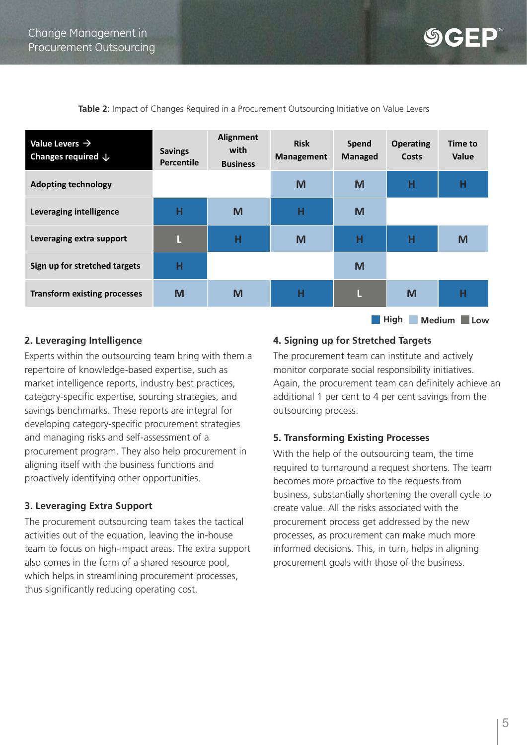**Table 2**: Impact of Changes Required in a Procurement Outsourcing Initiative on Value Levers

| Value Levers → Changes required ↓ | Savings Percentile | Alignment with Business | Risk Management | Spend Managed | Operating Costs | Time to Value |
|---|---|---|---|---|---|---|
| Adopting technology | | | M | M | H | H |
| Leveraging intelligence | H | M | H | M | | |
| Leveraging extra support | L | H | M | H | H | M |
| Sign up for stretched targets | H | | | M | | |
| Transform existing processes | M | M | H | L | M | H |

High Medium Low

## 2. Leveraging Intelligence

Experts within the outsourcing team bring with them a repertoire of knowledge-based expertise, such as market intelligence reports, industry best practices, category-specific expertise, sourcing strategies, and savings benchmarks. These reports are integral for developing category-specific procurement strategies and managing risks and self-assessment of a procurement program. They also help procurement in aligning itself with the business functions and proactively identifying other opportunities.

## 3. Leveraging Extra Support

The procurement outsourcing team takes the tactical activities out of the equation, leaving the in-house team to focus on high-impact areas. The extra support also comes in the form of a shared resource pool, which helps in streamlining procurement processes, thus significantly reducing operating cost.

## 4. Signing up for Stretched Targets

The procurement team can institute and actively monitor corporate social responsibility initiatives. Again, the procurement team can definitely achieve an additional 1 per cent to 4 per cent savings from the outsourcing process.

## 5. Transforming Existing Processes

With the help of the outsourcing team, the time required to turnaround a request shortens. The team becomes more proactive to the requests from business, substantially shortening the overall cycle to create value. All the risks associated with the procurement process get addressed by the new processes, as procurement can make much more informed decisions. This, in turn, helps in aligning procurement goals with those of the business.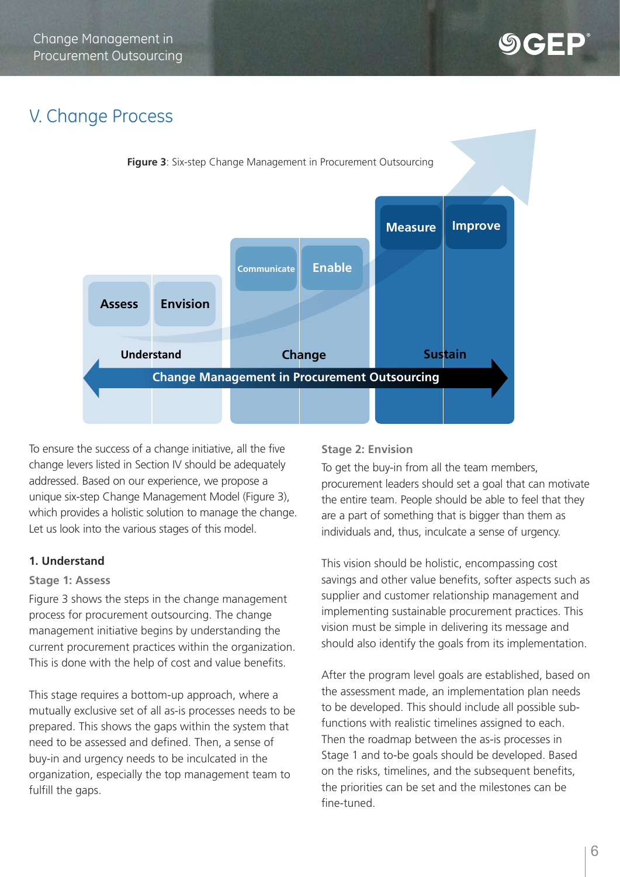## V. Change Process

**Figure 3**: Six-step Change Management in Procurement Outsourcing

Assess | Envision | Communicate | Enable | Measure | Improve

Understand | Change | Sustain

Change Management in Procurement Outsourcing

To ensure the success of a change initiative, all the five change levers listed in Section IV should be adequately addressed. Based on our experience, we propose a unique six-step Change Management Model (Figure 3), which provides a holistic solution to manage the change. Let us look into the various stages of this model.

### 1. Understand

#### Stage 1: Assess

Figure 3 shows the steps in the change management process for procurement outsourcing. The change management initiative begins by understanding the current procurement practices within the organization. This is done with the help of cost and value benefits.

This stage requires a bottom-up approach, where a mutually exclusive set of all as-is processes needs to be prepared. This shows the gaps within the system that need to be assessed and defined. Then, a sense of buy-in and urgency needs to be inculcated in the organization, especially the top management team to fulfill the gaps.

#### Stage 2: Envision

To get the buy-in from all the team members, procurement leaders should set a goal that can motivate the entire team. People should be able to feel that they are a part of something that is bigger than them as individuals and, thus, inculcate a sense of urgency.

This vision should be holistic, encompassing cost savings and other value benefits, softer aspects such as supplier and customer relationship management and implementing sustainable procurement practices. This vision must be simple in delivering its message and should also identify the goals from its implementation.

After the program level goals are established, based on the assessment made, an implementation plan needs to be developed. This should include all possible sub-functions with realistic timelines assigned to each. Then the roadmap between the as-is processes in Stage 1 and to-be goals should be developed. Based on the risks, timelines, and the subsequent benefits, the priorities can be set and the milestones can be fine-tuned.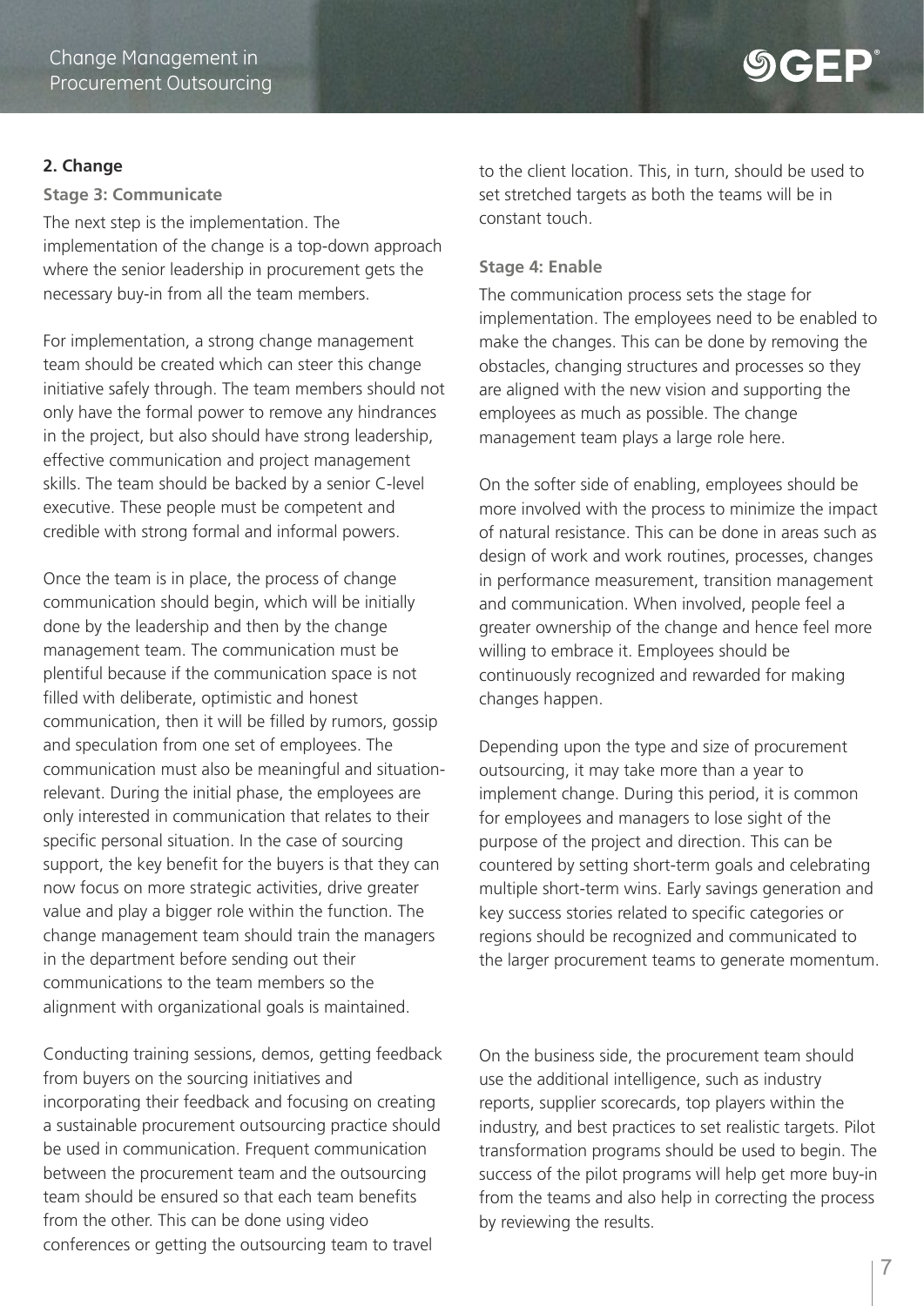## 2. Change

### Stage 3: Communicate

The next step is the implementation. The implementation of the change is a top-down approach where the senior leadership in procurement gets the necessary buy-in from all the team members.

For implementation, a strong change management team should be created which can steer this change initiative safely through. The team members should not only have the formal power to remove any hindrances in the project, but also should have strong leadership, effective communication and project management skills. The team should be backed by a senior C-level executive. These people must be competent and credible with strong formal and informal powers.

Once the team is in place, the process of change communication should begin, which will be initially done by the leadership and then by the change management team. The communication must be plentiful because if the communication space is not filled with deliberate, optimistic and honest communication, then it will be filled by rumors, gossip and speculation from one set of employees. The communication must also be meaningful and situation-relevant. During the initial phase, the employees are only interested in communication that relates to their specific personal situation. In the case of sourcing support, the key benefit for the buyers is that they can now focus on more strategic activities, drive greater value and play a bigger role within the function. The change management team should train the managers in the department before sending out their communications to the team members so the alignment with organizational goals is maintained.

Conducting training sessions, demos, getting feedback from buyers on the sourcing initiatives and incorporating their feedback and focusing on creating a sustainable procurement outsourcing practice should be used in communication. Frequent communication between the procurement team and the outsourcing team should be ensured so that each team benefits from the other. This can be done using video conferences or getting the outsourcing team to travel to the client location. This, in turn, should be used to set stretched targets as both the teams will be in constant touch.

### Stage 4: Enable

The communication process sets the stage for implementation. The employees need to be enabled to make the changes. This can be done by removing the obstacles, changing structures and processes so they are aligned with the new vision and supporting the employees as much as possible. The change management team plays a large role here.

On the softer side of enabling, employees should be more involved with the process to minimize the impact of natural resistance. This can be done in areas such as design of work and work routines, processes, changes in performance measurement, transition management and communication. When involved, people feel a greater ownership of the change and hence feel more willing to embrace it. Employees should be continuously recognized and rewarded for making changes happen.

Depending upon the type and size of procurement outsourcing, it may take more than a year to implement change. During this period, it is common for employees and managers to lose sight of the purpose of the project and direction. This can be countered by setting short-term goals and celebrating multiple short-term wins. Early savings generation and key success stories related to specific categories or regions should be recognized and communicated to the larger procurement teams to generate momentum.

On the business side, the procurement team should use the additional intelligence, such as industry reports, supplier scorecards, top players within the industry, and best practices to set realistic targets. Pilot transformation programs should be used to begin. The success of the pilot programs will help get more buy-in from the teams and also help in correcting the process by reviewing the results.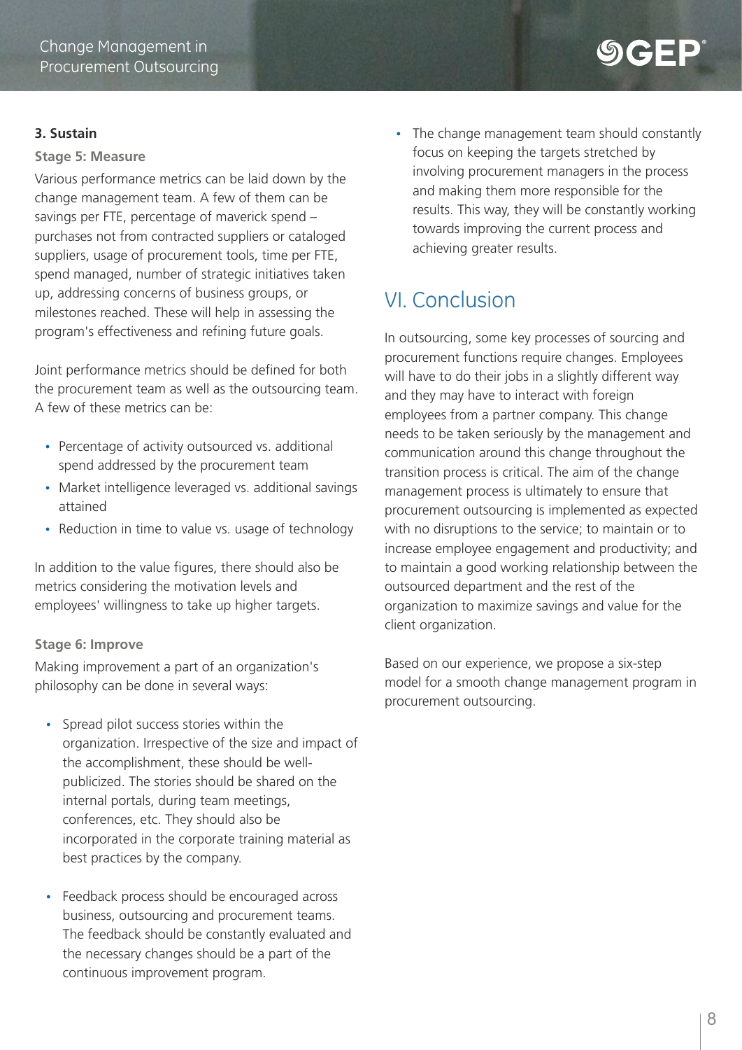### 3. Sustain

#### Stage 5: Measure

Various performance metrics can be laid down by the change management team. A few of them can be savings per FTE, percentage of maverick spend – purchases not from contracted suppliers or cataloged suppliers, usage of procurement tools, time per FTE, spend managed, number of strategic initiatives taken up, addressing concerns of business groups, or milestones reached. These will help in assessing the program's effectiveness and refining future goals.

Joint performance metrics should be defined for both the procurement team as well as the outsourcing team. A few of these metrics can be:

- Percentage of activity outsourced vs. additional spend addressed by the procurement team
- Market intelligence leveraged vs. additional savings attained
- Reduction in time to value vs. usage of technology

In addition to the value figures, there should also be metrics considering the motivation levels and employees' willingness to take up higher targets.

#### Stage 6: Improve

Making improvement a part of an organization's philosophy can be done in several ways:

- Spread pilot success stories within the organization. Irrespective of the size and impact of the accomplishment, these should be well-publicized. The stories should be shared on the internal portals, during team meetings, conferences, etc. They should also be incorporated in the corporate training material as best practices by the company.

- Feedback process should be encouraged across business, outsourcing and procurement teams. The feedback should be constantly evaluated and the necessary changes should be a part of the continuous improvement program.

- The change management team should constantly focus on keeping the targets stretched by involving procurement managers in the process and making them more responsible for the results. This way, they will be constantly working towards improving the current process and achieving greater results.

## VI. Conclusion

In outsourcing, some key processes of sourcing and procurement functions require changes. Employees will have to do their jobs in a slightly different way and they may have to interact with foreign employees from a partner company. This change needs to be taken seriously by the management and communication around this change throughout the transition process is critical. The aim of the change management process is ultimately to ensure that procurement outsourcing is implemented as expected with no disruptions to the service; to maintain or to increase employee engagement and productivity; and to maintain a good working relationship between the outsourced department and the rest of the organization to maximize savings and value for the client organization.

Based on our experience, we propose a six-step model for a smooth change management program in procurement outsourcing.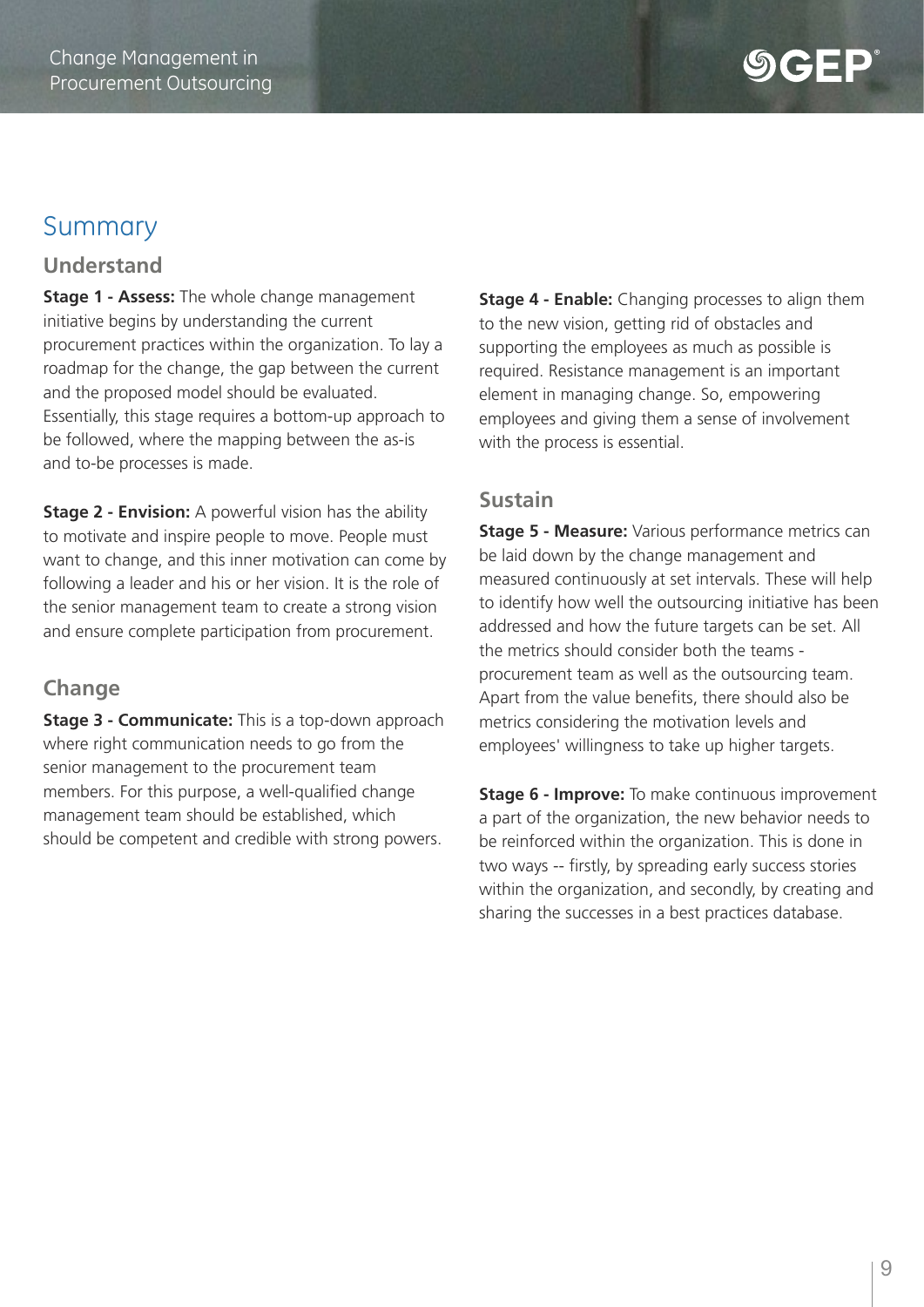# Summary

## Understand

**Stage 1 - Assess:** The whole change management initiative begins by understanding the current procurement practices within the organization. To lay a roadmap for the change, the gap between the current and the proposed model should be evaluated. Essentially, this stage requires a bottom-up approach to be followed, where the mapping between the as-is and to-be processes is made.

**Stage 2 - Envision:** A powerful vision has the ability to motivate and inspire people to move. People must want to change, and this inner motivation can come by following a leader and his or her vision. It is the role of the senior management team to create a strong vision and ensure complete participation from procurement.

## Change

**Stage 3 - Communicate:** This is a top-down approach where right communication needs to go from the senior management to the procurement team members. For this purpose, a well-qualified change management team should be established, which should be competent and credible with strong powers.

**Stage 4 - Enable:** Changing processes to align them to the new vision, getting rid of obstacles and supporting the employees as much as possible is required. Resistance management is an important element in managing change. So, empowering employees and giving them a sense of involvement with the process is essential.

## Sustain

**Stage 5 - Measure:** Various performance metrics can be laid down by the change management and measured continuously at set intervals. These will help to identify how well the outsourcing initiative has been addressed and how the future targets can be set. All the metrics should consider both the teams - procurement team as well as the outsourcing team. Apart from the value benefits, there should also be metrics considering the motivation levels and employees' willingness to take up higher targets.

**Stage 6 - Improve:** To make continuous improvement a part of the organization, the new behavior needs to be reinforced within the organization. This is done in two ways -- firstly, by spreading early success stories within the organization, and secondly, by creating and sharing the successes in a best practices database.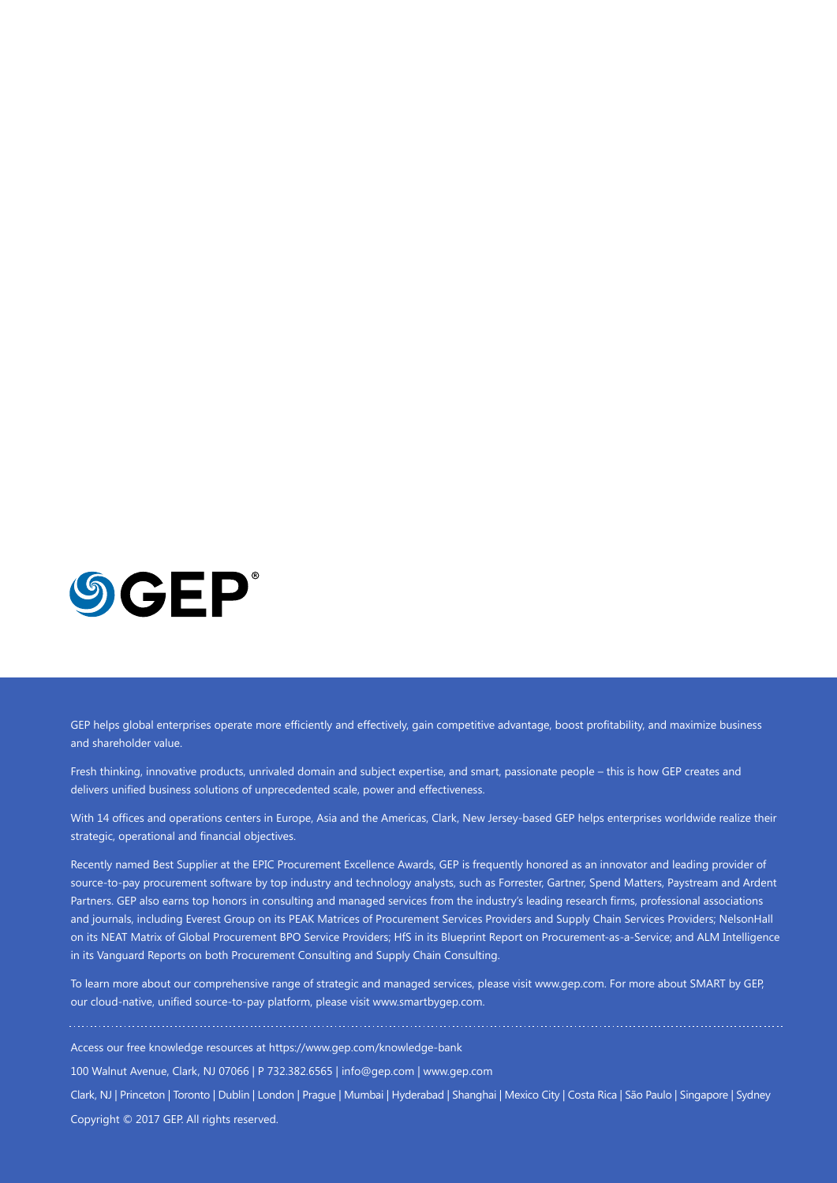GEP®

GEP helps global enterprises operate more efficiently and effectively, gain competitive advantage, boost profitability, and maximize business and shareholder value.

Fresh thinking, innovative products, unrivaled domain and subject expertise, and smart, passionate people – this is how GEP creates and delivers unified business solutions of unprecedented scale, power and effectiveness.

With 14 offices and operations centers in Europe, Asia and the Americas, Clark, New Jersey-based GEP helps enterprises worldwide realize their strategic, operational and financial objectives.

Recently named Best Supplier at the EPIC Procurement Excellence Awards, GEP is frequently honored as an innovator and leading provider of source-to-pay procurement software by top industry and technology analysts, such as Forrester, Gartner, Spend Matters, Paystream and Ardent Partners. GEP also earns top honors in consulting and managed services from the industry's leading research firms, professional associations and journals, including Everest Group on its PEAK Matrices of Procurement Services Providers and Supply Chain Services Providers; NelsonHall on its NEAT Matrix of Global Procurement BPO Service Providers; HfS in its Blueprint Report on Procurement-as-a-Service; and ALM Intelligence in its Vanguard Reports on both Procurement Consulting and Supply Chain Consulting.

To learn more about our comprehensive range of strategic and managed services, please visit www.gep.com. For more about SMART by GEP, our cloud-native, unified source-to-pay platform, please visit www.smartbygep.com.

---

Access our free knowledge resources at https://www.gep.com/knowledge-bank

100 Walnut Avenue, Clark, NJ 07066 | P 732.382.6565 | info@gep.com | www.gep.com

Clark, NJ | Princeton | Toronto | Dublin | London | Prague | Mumbai | Hyderabad | Shanghai | Mexico City | Costa Rica | São Paulo | Singapore | Sydney

Copyright © 2017 GEP. All rights reserved.